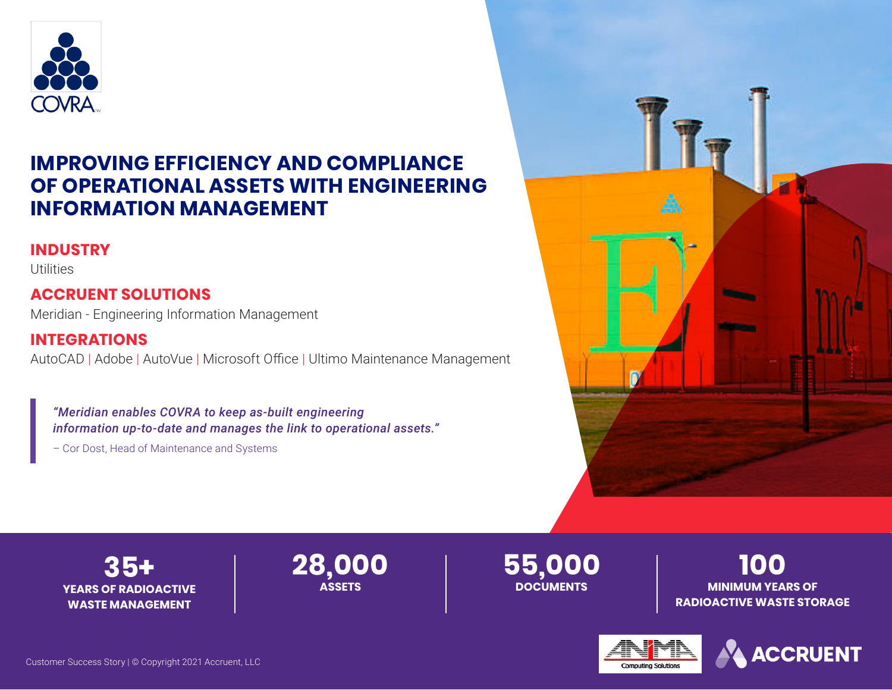COVRA

# IMPROVING EFFICIENCY AND COMPLIANCE OF OPERATIONAL ASSETS WITH ENGINEERING INFORMATION MANAGEMENT

## INDUSTRY

Utilities

## ACCRUENT SOLUTIONS

Meridian - Engineering Information Management

## INTEGRATIONS

AutoCAD | Adobe | AutoVue | Microsoft Office | Ultimo Maintenance Management

> *"Meridian enables COVRA to keep as-built engineering information up-to-date and manages the link to operational assets."*
>
> – Cor Dost, Head of Maintenance and Systems

**35+**
YEARS OF RADIOACTIVE WASTE MANAGEMENT

**28,000**
ASSETS

**55,000**
DOCUMENTS

**100**
MINIMUM YEARS OF RADIOACTIVE WASTE STORAGE

Customer Success Story | © Copyright 2021 Accruent, LLC

ANIMA Computing Solutions

ACCRUENT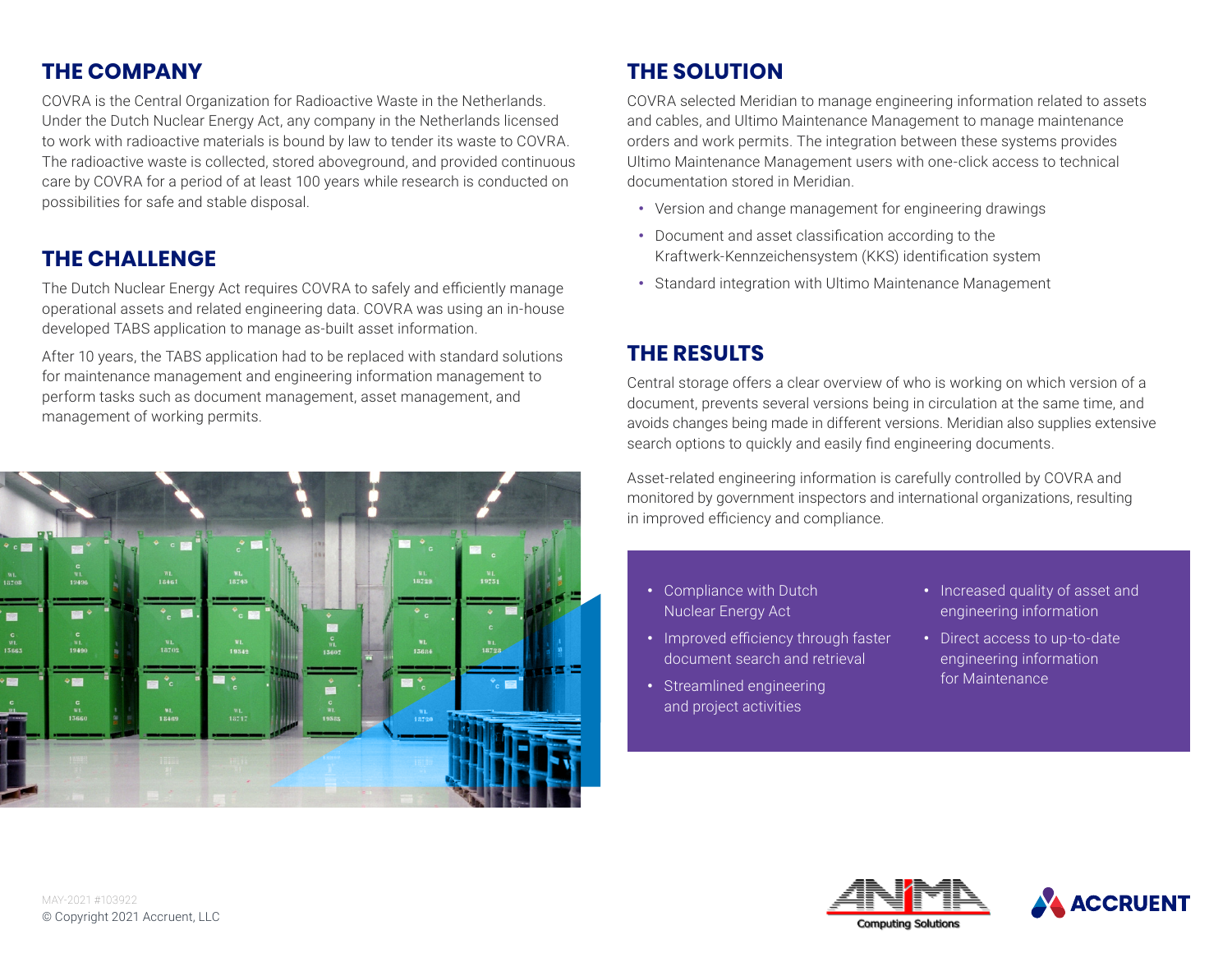## THE COMPANY

COVRA is the Central Organization for Radioactive Waste in the Netherlands. Under the Dutch Nuclear Energy Act, any company in the Netherlands licensed to work with radioactive materials is bound by law to tender its waste to COVRA. The radioactive waste is collected, stored aboveground, and provided continuous care by COVRA for a period of at least 100 years while research is conducted on possibilities for safe and stable disposal.

## THE CHALLENGE

The Dutch Nuclear Energy Act requires COVRA to safely and efficiently manage operational assets and related engineering data. COVRA was using an in-house developed TABS application to manage as-built asset information.

After 10 years, the TABS application had to be replaced with standard solutions for maintenance management and engineering information management to perform tasks such as document management, asset management, and management of working permits.

## THE SOLUTION

COVRA selected Meridian to manage engineering information related to assets and cables, and Ultimo Maintenance Management to manage maintenance orders and work permits. The integration between these systems provides Ultimo Maintenance Management users with one-click access to technical documentation stored in Meridian.

- Version and change management for engineering drawings
- Document and asset classification according to the Kraftwerk-Kennzeichensystem (KKS) identification system
- Standard integration with Ultimo Maintenance Management

## THE RESULTS

Central storage offers a clear overview of who is working on which version of a document, prevents several versions being in circulation at the same time, and avoids changes being made in different versions. Meridian also supplies extensive search options to quickly and easily find engineering documents.

Asset-related engineering information is carefully controlled by COVRA and monitored by government inspectors and international organizations, resulting in improved efficiency and compliance.

- Compliance with Dutch Nuclear Energy Act
- Improved efficiency through faster document search and retrieval
- Streamlined engineering and project activities
- Increased quality of asset and engineering information
- Direct access to up-to-date engineering information for Maintenance

MAY-2021 #103922
© Copyright 2021 Accruent, LLC

ANIMA Computing Solutions

ACCRUENT